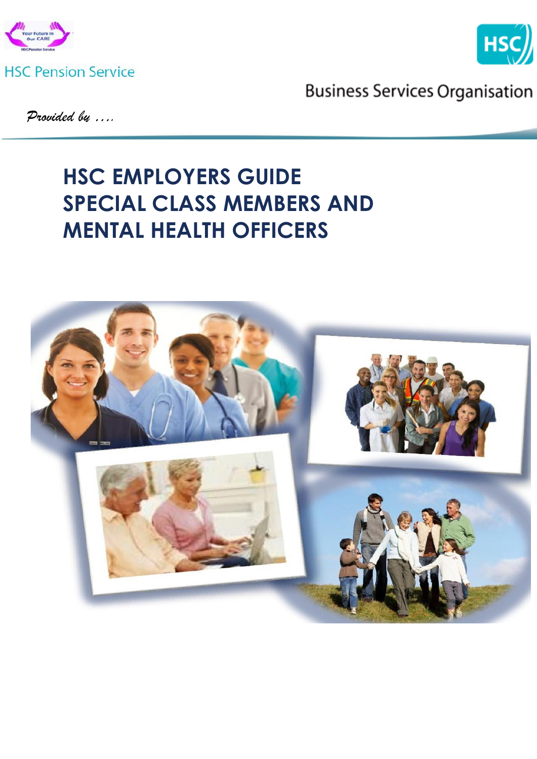HSC Pension Service

Business Services Organisation

*Provided by ....*

# HSC EMPLOYERS GUIDE SPECIAL CLASS MEMBERS AND MENTAL HEALTH OFFICERS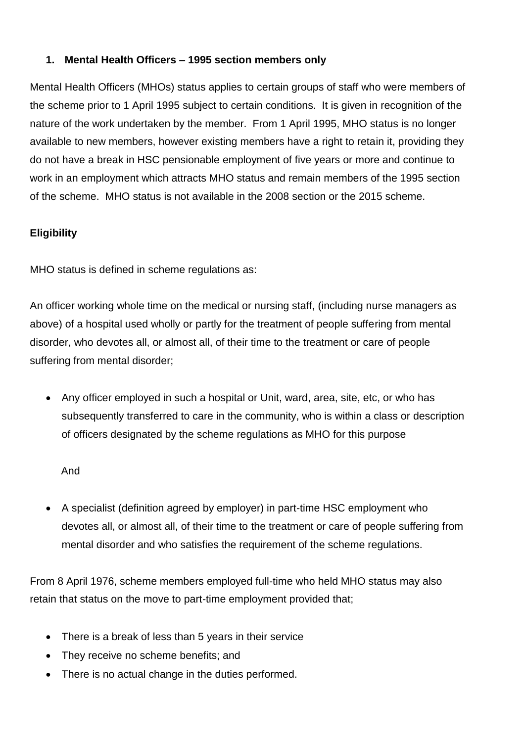## 1. Mental Health Officers – 1995 section members only

Mental Health Officers (MHOs) status applies to certain groups of staff who were members of the scheme prior to 1 April 1995 subject to certain conditions. It is given in recognition of the nature of the work undertaken by the member. From 1 April 1995, MHO status is no longer available to new members, however existing members have a right to retain it, providing they do not have a break in HSC pensionable employment of five years or more and continue to work in an employment which attracts MHO status and remain members of the 1995 section of the scheme. MHO status is not available in the 2008 section or the 2015 scheme.

**Eligibility**

MHO status is defined in scheme regulations as:

An officer working whole time on the medical or nursing staff, (including nurse managers as above) of a hospital used wholly or partly for the treatment of people suffering from mental disorder, who devotes all, or almost all, of their time to the treatment or care of people suffering from mental disorder;

- Any officer employed in such a hospital or Unit, ward, area, site, etc, or who has subsequently transferred to care in the community, who is within a class or description of officers designated by the scheme regulations as MHO for this purpose

  And

- A specialist (definition agreed by employer) in part-time HSC employment who devotes all, or almost all, of their time to the treatment or care of people suffering from mental disorder and who satisfies the requirement of the scheme regulations.

From 8 April 1976, scheme members employed full-time who held MHO status may also retain that status on the move to part-time employment provided that;

- There is a break of less than 5 years in their service
- They receive no scheme benefits; and
- There is no actual change in the duties performed.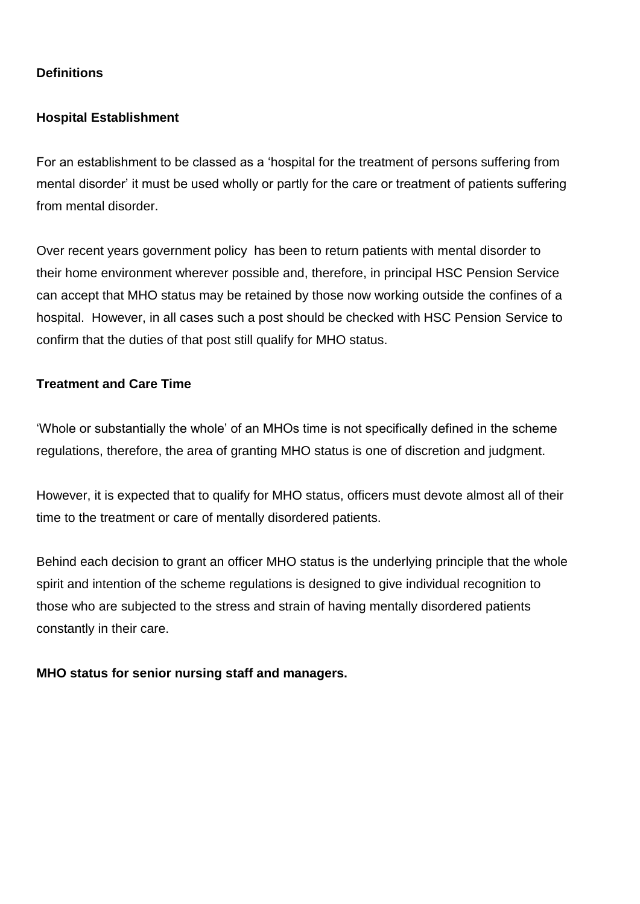**Definitions**

**Hospital Establishment**

For an establishment to be classed as a ‘hospital for the treatment of persons suffering from mental disorder’ it must be used wholly or partly for the care or treatment of patients suffering from mental disorder.

Over recent years government policy  has been to return patients with mental disorder to their home environment wherever possible and, therefore, in principal HSC Pension Service can accept that MHO status may be retained by those now working outside the confines of a hospital.  However, in all cases such a post should be checked with HSC Pension Service to confirm that the duties of that post still qualify for MHO status.

**Treatment and Care Time**

‘Whole or substantially the whole’ of an MHOs time is not specifically defined in the scheme regulations, therefore, the area of granting MHO status is one of discretion and judgment.

However, it is expected that to qualify for MHO status, officers must devote almost all of their time to the treatment or care of mentally disordered patients.

Behind each decision to grant an officer MHO status is the underlying principle that the whole spirit and intention of the scheme regulations is designed to give individual recognition to those who are subjected to the stress and strain of having mentally disordered patients constantly in their care.

**MHO status for senior nursing staff and managers.**